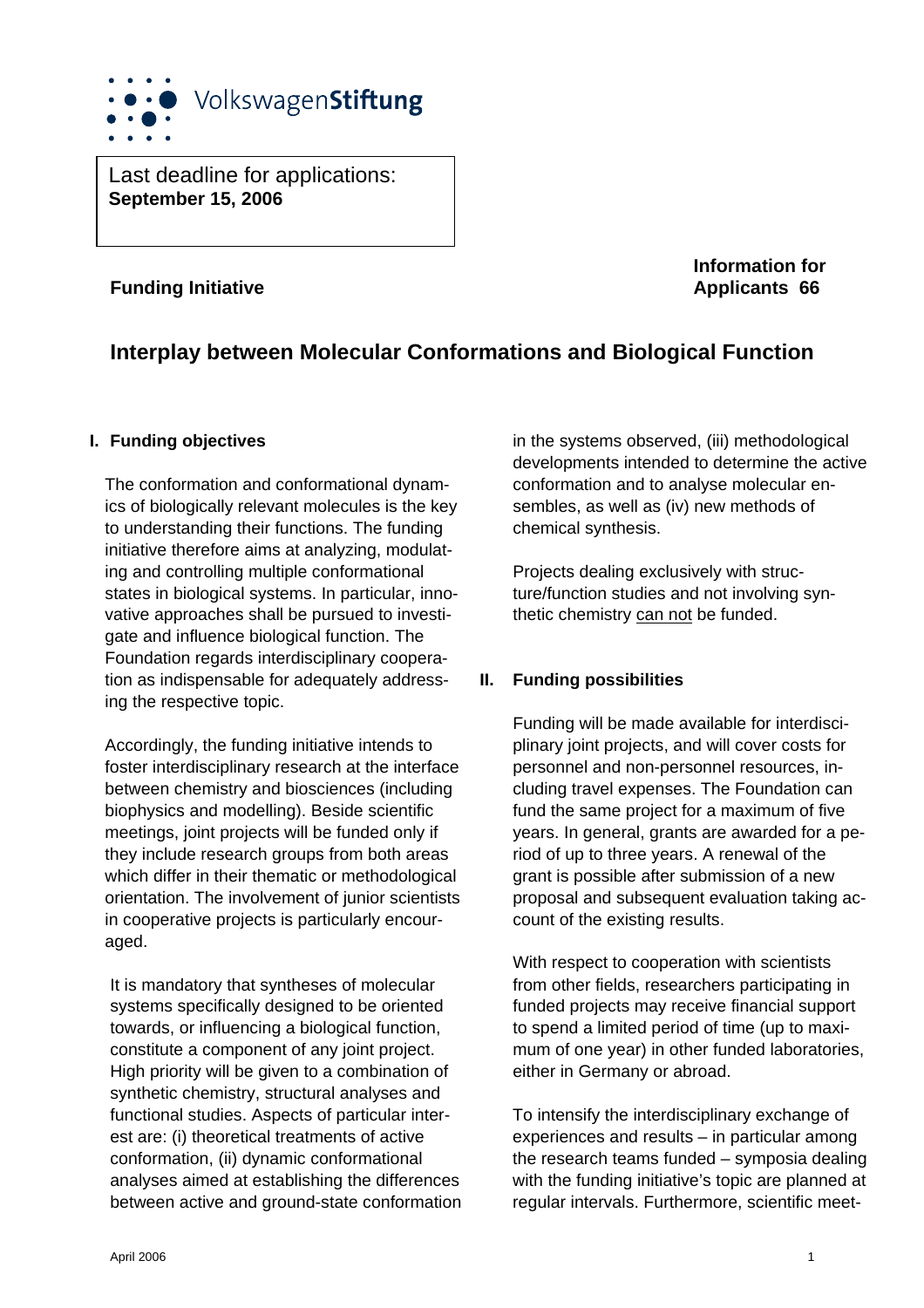VolkswagenStiftung

Last deadline for applications:
**September 15, 2006**

**Funding Initiative**

**Information for Applicants 66**

# Interplay between Molecular Conformations and Biological Function

## I. Funding objectives

The conformation and conformational dynamics of biologically relevant molecules is the key to understanding their functions. The funding initiative therefore aims at analyzing, modulating and controlling multiple conformational states in biological systems. In particular, innovative approaches shall be pursued to investigate and influence biological function. The Foundation regards interdisciplinary cooperation as indispensable for adequately addressing the respective topic.

Accordingly, the funding initiative intends to foster interdisciplinary research at the interface between chemistry and biosciences (including biophysics and modelling). Beside scientific meetings, joint projects will be funded only if they include research groups from both areas which differ in their thematic or methodological orientation. The involvement of junior scientists in cooperative projects is particularly encouraged.

It is mandatory that syntheses of molecular systems specifically designed to be oriented towards, or influencing a biological function, constitute a component of any joint project. High priority will be given to a combination of synthetic chemistry, structural analyses and functional studies. Aspects of particular interest are: (i) theoretical treatments of active conformation, (ii) dynamic conformational analyses aimed at establishing the differences between active and ground-state conformation in the systems observed, (iii) methodological developments intended to determine the active conformation and to analyse molecular ensembles, as well as (iv) new methods of chemical synthesis.

Projects dealing exclusively with structure/function studies and not involving synthetic chemistry can not be funded.

## II. Funding possibilities

Funding will be made available for interdisciplinary joint projects, and will cover costs for personnel and non-personnel resources, including travel expenses. The Foundation can fund the same project for a maximum of five years. In general, grants are awarded for a period of up to three years. A renewal of the grant is possible after submission of a new proposal and subsequent evaluation taking account of the existing results.

With respect to cooperation with scientists from other fields, researchers participating in funded projects may receive financial support to spend a limited period of time (up to maximum of one year) in other funded laboratories, either in Germany or abroad.

To intensify the interdisciplinary exchange of experiences and results – in particular among the research teams funded – symposia dealing with the funding initiative's topic are planned at regular intervals. Furthermore, scientific meet-

April 2006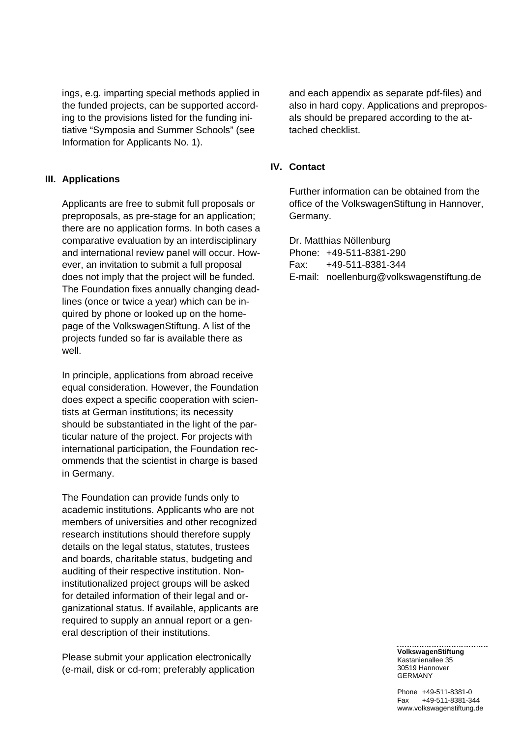ings, e.g. imparting special methods applied in the funded projects, can be supported according to the provisions listed for the funding initiative "Symposia and Summer Schools" (see Information for Applicants No. 1).

## III. Applications

Applicants are free to submit full proposals or preproposals, as pre-stage for an application; there are no application forms. In both cases a comparative evaluation by an interdisciplinary and international review panel will occur. However, an invitation to submit a full proposal does not imply that the project will be funded. The Foundation fixes annually changing deadlines (once or twice a year) which can be inquired by phone or looked up on the homepage of the VolkswagenStiftung. A list of the projects funded so far is available there as well.

In principle, applications from abroad receive equal consideration. However, the Foundation does expect a specific cooperation with scientists at German institutions; its necessity should be substantiated in the light of the particular nature of the project. For projects with international participation, the Foundation recommends that the scientist in charge is based in Germany.

The Foundation can provide funds only to academic institutions. Applicants who are not members of universities and other recognized research institutions should therefore supply details on the legal status, statutes, trustees and boards, charitable status, budgeting and auditing of their respective institution. Non-institutionalized project groups will be asked for detailed information of their legal and organizational status. If available, applicants are required to supply an annual report or a general description of their institutions.

Please submit your application electronically (e-mail, disk or cd-rom; preferably application and each appendix as separate pdf-files) and also in hard copy. Applications and preproposals should be prepared according to the attached checklist.

## IV. Contact

Further information can be obtained from the office of the VolkswagenStiftung in Hannover, Germany.

Dr. Matthias Nöllenburg
Phone: +49-511-8381-290
Fax: +49-511-8381-344
E-mail: noellenburg@volkswagenstiftung.de

**VolkswagenStiftung**
Kastanienallee 35
30519 Hannover
GERMANY

Phone +49-511-8381-0
Fax +49-511-8381-344
www.volkswagenstiftung.de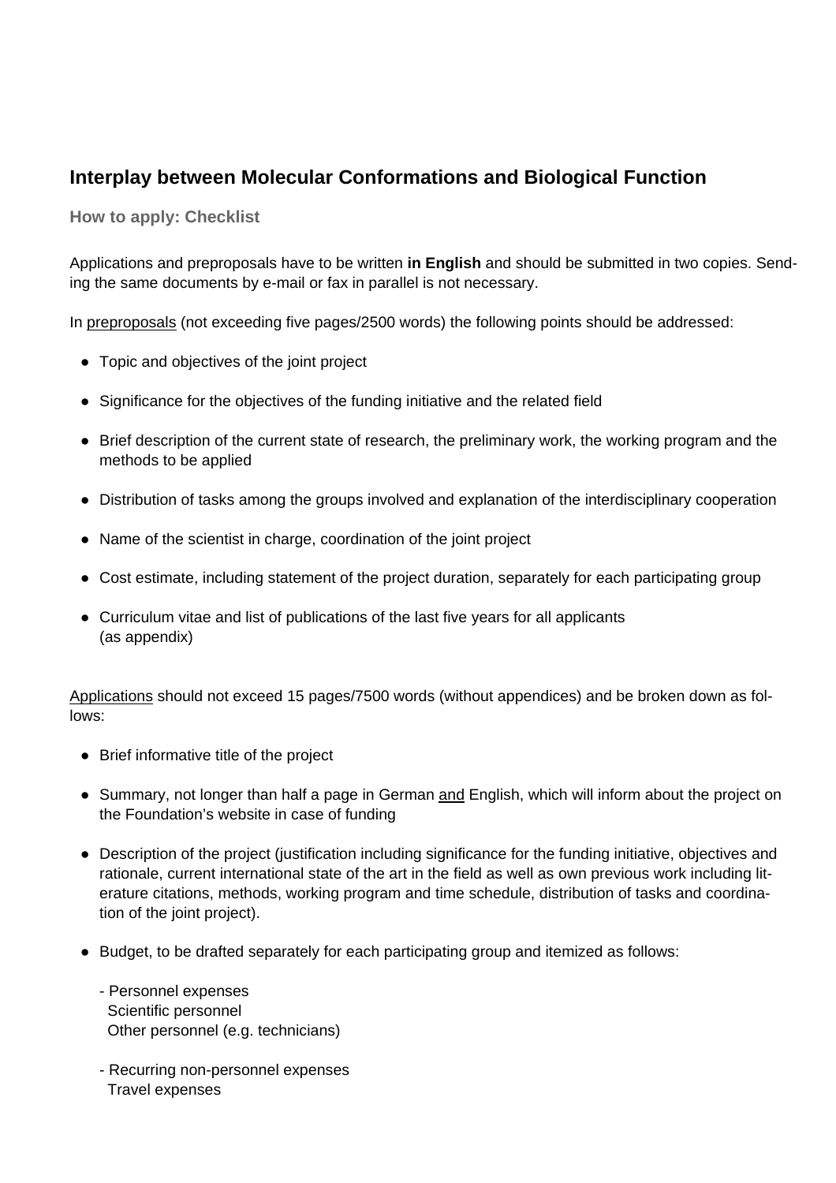## Interplay between Molecular Conformations and Biological Function

### How to apply: Checklist

Applications and preproposals have to be written **in English** and should be submitted in two copies. Sending the same documents by e-mail or fax in parallel is not necessary.

In <u>preproposals</u> (not exceeding five pages/2500 words) the following points should be addressed:

- Topic and objectives of the joint project
- Significance for the objectives of the funding initiative and the related field
- Brief description of the current state of research, the preliminary work, the working program and the methods to be applied
- Distribution of tasks among the groups involved and explanation of the interdisciplinary cooperation
- Name of the scientist in charge, coordination of the joint project
- Cost estimate, including statement of the project duration, separately for each participating group
- Curriculum vitae and list of publications of the last five years for all applicants (as appendix)

<u>Applications</u> should not exceed 15 pages/7500 words (without appendices) and be broken down as follows:

- Brief informative title of the project
- Summary, not longer than half a page in German <u>and</u> English, which will inform about the project on the Foundation's website in case of funding
- Description of the project (justification including significance for the funding initiative, objectives and rationale, current international state of the art in the field as well as own previous work including literature citations, methods, working program and time schedule, distribution of tasks and coordination of the joint project).
- Budget, to be drafted separately for each participating group and itemized as follows:

  - Personnel expenses
    Scientific personnel
    Other personnel (e.g. technicians)

  - Recurring non-personnel expenses
    Travel expenses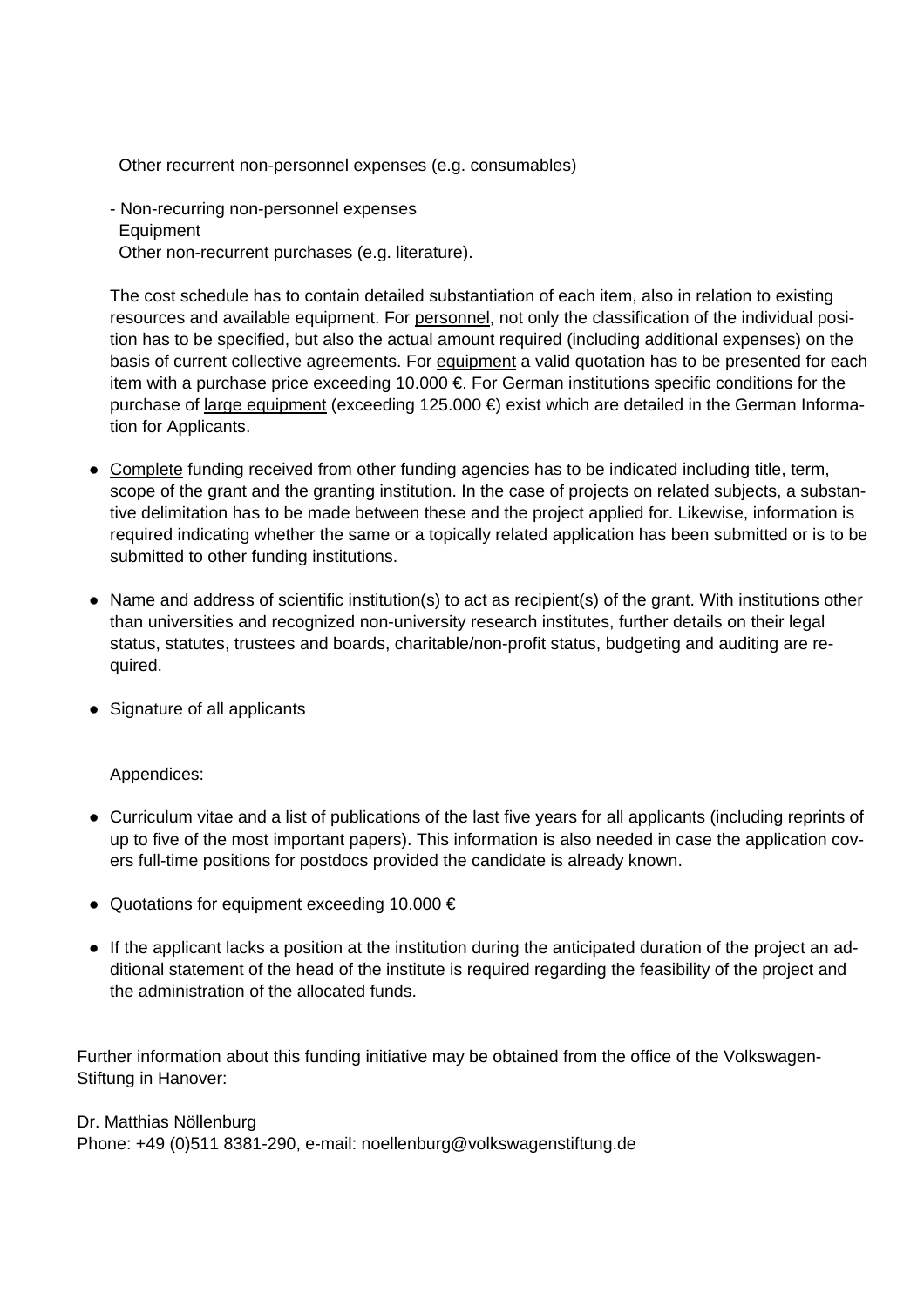Other recurrent non-personnel expenses (e.g. consumables)

- Non-recurring non-personnel expenses
  Equipment
  Other non-recurrent purchases (e.g. literature).

The cost schedule has to contain detailed substantiation of each item, also in relation to existing resources and available equipment. For personnel, not only the classification of the individual position has to be specified, but also the actual amount required (including additional expenses) on the basis of current collective agreements. For equipment a valid quotation has to be presented for each item with a purchase price exceeding 10.000 €. For German institutions specific conditions for the purchase of large equipment (exceeding 125.000 €) exist which are detailed in the German Information for Applicants.

- Complete funding received from other funding agencies has to be indicated including title, term, scope of the grant and the granting institution. In the case of projects on related subjects, a substantive delimitation has to be made between these and the project applied for. Likewise, information is required indicating whether the same or a topically related application has been submitted or is to be submitted to other funding institutions.

- Name and address of scientific institution(s) to act as recipient(s) of the grant. With institutions other than universities and recognized non-university research institutes, further details on their legal status, statutes, trustees and boards, charitable/non-profit status, budgeting and auditing are required.

- Signature of all applicants

Appendices:

- Curriculum vitae and a list of publications of the last five years for all applicants (including reprints of up to five of the most important papers). This information is also needed in case the application covers full-time positions for postdocs provided the candidate is already known.

- Quotations for equipment exceeding 10.000 €

- If the applicant lacks a position at the institution during the anticipated duration of the project an additional statement of the head of the institute is required regarding the feasibility of the project and the administration of the allocated funds.

Further information about this funding initiative may be obtained from the office of the Volkswagen-Stiftung in Hanover:

Dr. Matthias Nöllenburg
Phone: +49 (0)511 8381-290, e-mail: noellenburg@volkswagenstiftung.de